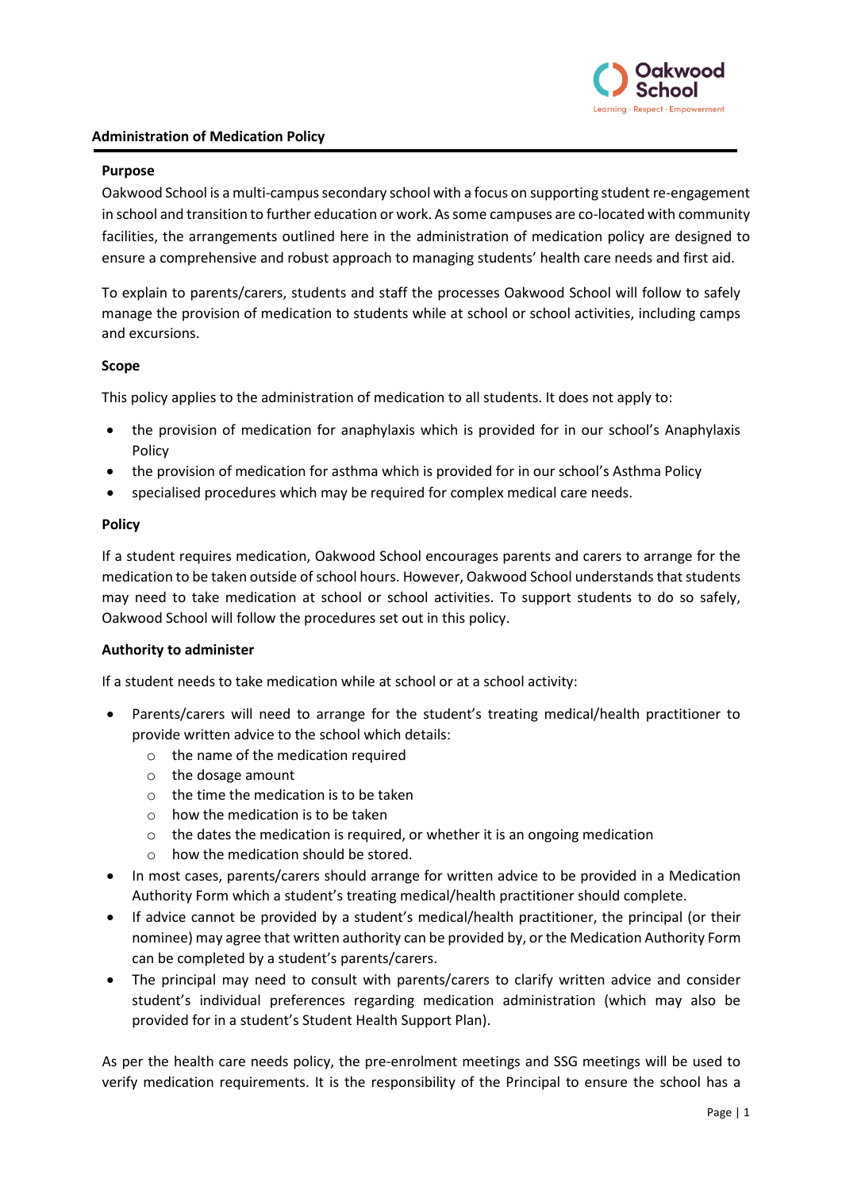# Administration of Medication Policy

## Purpose

Oakwood School is a multi-campus secondary school with a focus on supporting student re-engagement in school and transition to further education or work. As some campuses are co-located with community facilities, the arrangements outlined here in the administration of medication policy are designed to ensure a comprehensive and robust approach to managing students' health care needs and first aid.

To explain to parents/carers, students and staff the processes Oakwood School will follow to safely manage the provision of medication to students while at school or school activities, including camps and excursions.

## Scope

This policy applies to the administration of medication to all students. It does not apply to:

- the provision of medication for anaphylaxis which is provided for in our school's Anaphylaxis Policy
- the provision of medication for asthma which is provided for in our school's Asthma Policy
- specialised procedures which may be required for complex medical care needs.

## Policy

If a student requires medication, Oakwood School encourages parents and carers to arrange for the medication to be taken outside of school hours. However, Oakwood School understands that students may need to take medication at school or school activities. To support students to do so safely, Oakwood School will follow the procedures set out in this policy.

### Authority to administer

If a student needs to take medication while at school or at a school activity:

- Parents/carers will need to arrange for the student's treating medical/health practitioner to provide written advice to the school which details:
  - the name of the medication required
  - the dosage amount
  - the time the medication is to be taken
  - how the medication is to be taken
  - the dates the medication is required, or whether it is an ongoing medication
  - how the medication should be stored.
- In most cases, parents/carers should arrange for written advice to be provided in a Medication Authority Form which a student's treating medical/health practitioner should complete.
- If advice cannot be provided by a student's medical/health practitioner, the principal (or their nominee) may agree that written authority can be provided by, or the Medication Authority Form can be completed by a student's parents/carers.
- The principal may need to consult with parents/carers to clarify written advice and consider student's individual preferences regarding medication administration (which may also be provided for in a student's Student Health Support Plan).

As per the health care needs policy, the pre-enrolment meetings and SSG meetings will be used to verify medication requirements. It is the responsibility of the Principal to ensure the school has a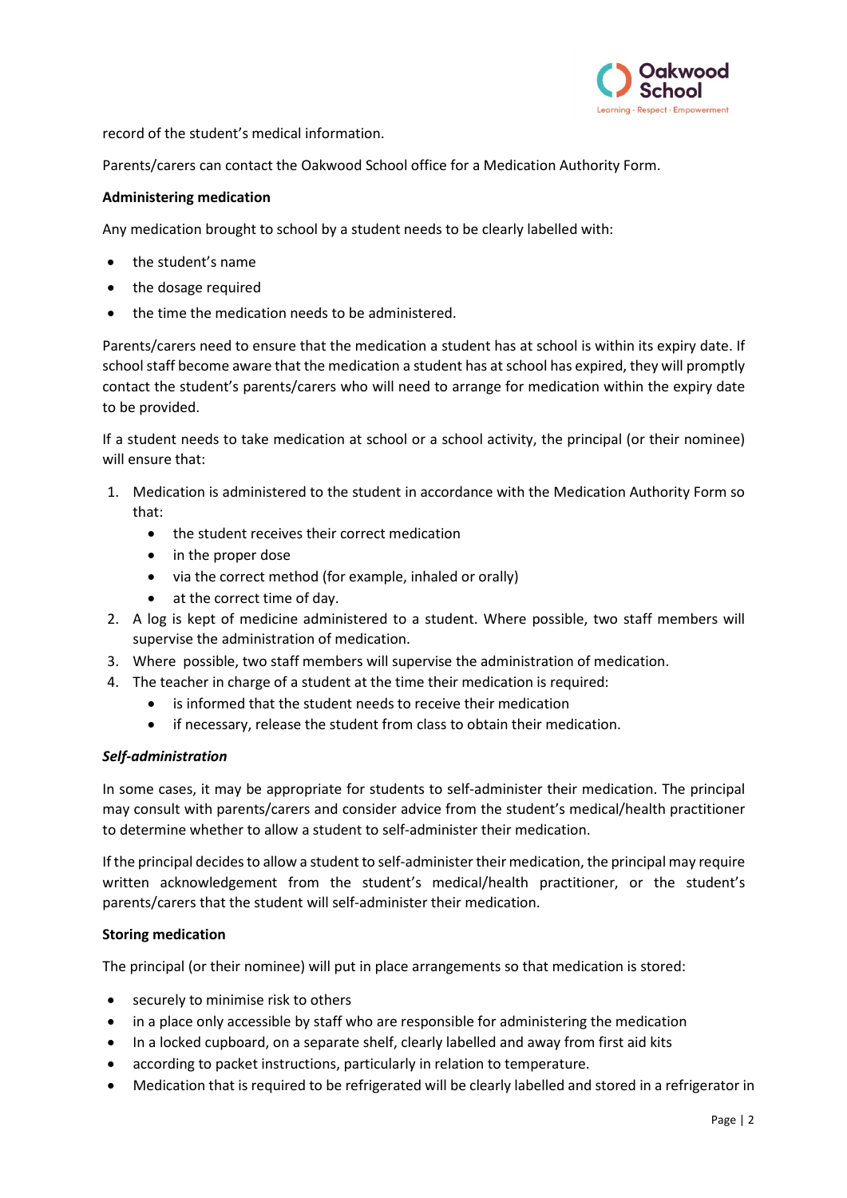record of the student's medical information.

Parents/carers can contact the Oakwood School office for a Medication Authority Form.

**Administering medication**

Any medication brought to school by a student needs to be clearly labelled with:

- the student's name
- the dosage required
- the time the medication needs to be administered.

Parents/carers need to ensure that the medication a student has at school is within its expiry date. If school staff become aware that the medication a student has at school has expired, they will promptly contact the student's parents/carers who will need to arrange for medication within the expiry date to be provided.

If a student needs to take medication at school or a school activity, the principal (or their nominee) will ensure that:

1. Medication is administered to the student in accordance with the Medication Authority Form so that:
    - the student receives their correct medication
    - in the proper dose
    - via the correct method (for example, inhaled or orally)
    - at the correct time of day.
2. A log is kept of medicine administered to a student. Where possible, two staff members will supervise the administration of medication.
3. Where possible, two staff members will supervise the administration of medication.
4. The teacher in charge of a student at the time their medication is required:
    - is informed that the student needs to receive their medication
    - if necessary, release the student from class to obtain their medication.

***Self-administration***

In some cases, it may be appropriate for students to self-administer their medication. The principal may consult with parents/carers and consider advice from the student's medical/health practitioner to determine whether to allow a student to self-administer their medication.

If the principal decides to allow a student to self-administer their medication, the principal may require written acknowledgement from the student's medical/health practitioner, or the student's parents/carers that the student will self-administer their medication.

**Storing medication**

The principal (or their nominee) will put in place arrangements so that medication is stored:

- securely to minimise risk to others
- in a place only accessible by staff who are responsible for administering the medication
- In a locked cupboard, on a separate shelf, clearly labelled and away from first aid kits
- according to packet instructions, particularly in relation to temperature.
- Medication that is required to be refrigerated will be clearly labelled and stored in a refrigerator in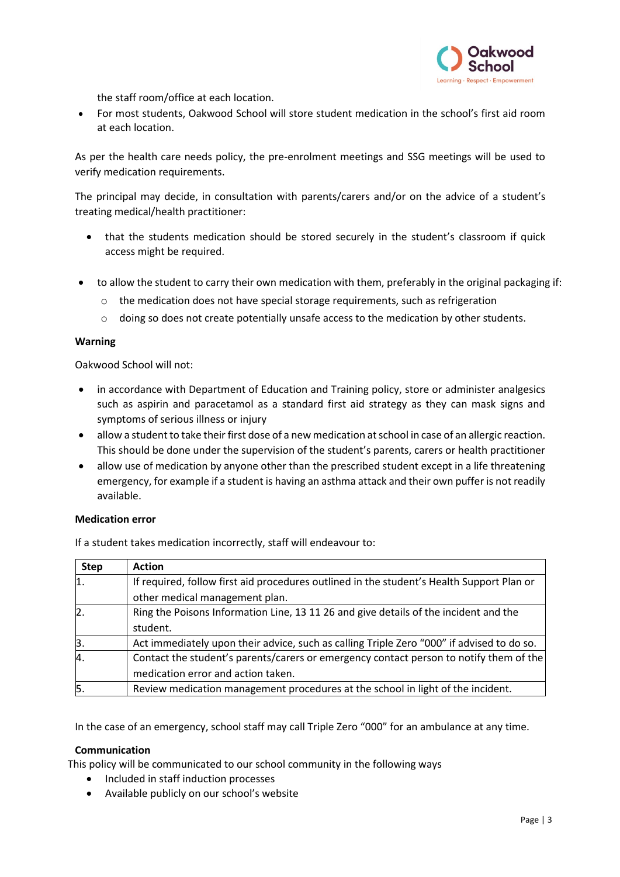the staff room/office at each location.

- For most students, Oakwood School will store student medication in the school's first aid room at each location.

As per the health care needs policy, the pre-enrolment meetings and SSG meetings will be used to verify medication requirements.

The principal may decide, in consultation with parents/carers and/or on the advice of a student's treating medical/health practitioner:

- that the students medication should be stored securely in the student's classroom if quick access might be required.

- to allow the student to carry their own medication with them, preferably in the original packaging if:
  - the medication does not have special storage requirements, such as refrigeration
  - doing so does not create potentially unsafe access to the medication by other students.

**Warning**

Oakwood School will not:

- in accordance with Department of Education and Training policy, store or administer analgesics such as aspirin and paracetamol as a standard first aid strategy as they can mask signs and symptoms of serious illness or injury
- allow a student to take their first dose of a new medication at school in case of an allergic reaction. This should be done under the supervision of the student's parents, carers or health practitioner
- allow use of medication by anyone other than the prescribed student except in a life threatening emergency, for example if a student is having an asthma attack and their own puffer is not readily available.

**Medication error**

If a student takes medication incorrectly, staff will endeavour to:

| Step | Action |
|---|---|
| 1. | If required, follow first aid procedures outlined in the student's Health Support Plan or other medical management plan. |
| 2. | Ring the Poisons Information Line, 13 11 26 and give details of the incident and the student. |
| 3. | Act immediately upon their advice, such as calling Triple Zero "000" if advised to do so. |
| 4. | Contact the student's parents/carers or emergency contact person to notify them of the medication error and action taken. |
| 5. | Review medication management procedures at the school in light of the incident. |

In the case of an emergency, school staff may call Triple Zero "000" for an ambulance at any time.

**Communication**

This policy will be communicated to our school community in the following ways

- Included in staff induction processes
- Available publicly on our school's website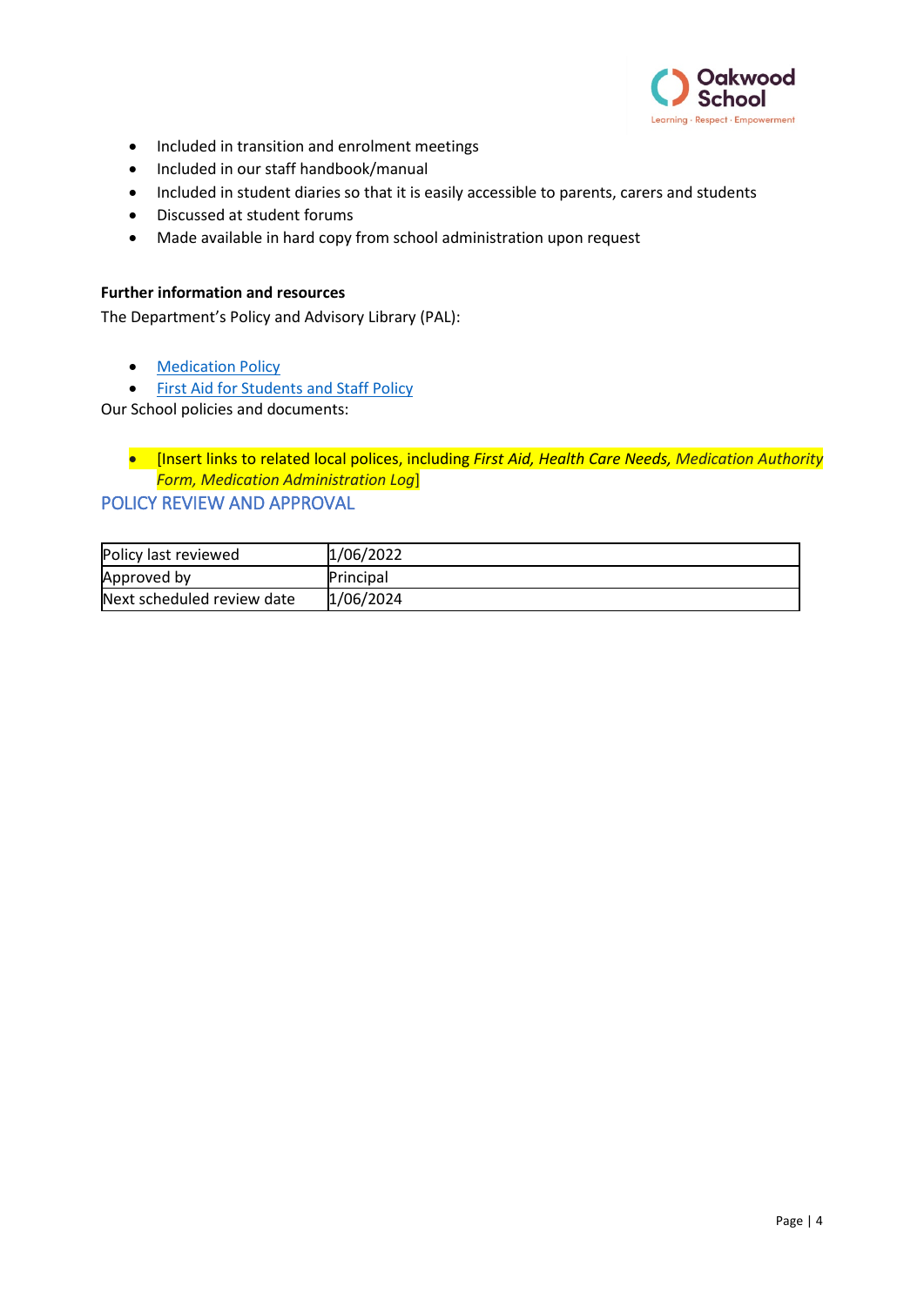- Included in transition and enrolment meetings
- Included in our staff handbook/manual
- Included in student diaries so that it is easily accessible to parents, carers and students
- Discussed at student forums
- Made available in hard copy from school administration upon request

**Further information and resources**

The Department's Policy and Advisory Library (PAL):

- Medication Policy
- First Aid for Students and Staff Policy

Our School policies and documents:

- [Insert links to related local polices, including *First Aid, Health Care Needs, Medication Authority Form, Medication Administration Log*]

## POLICY REVIEW AND APPROVAL

| | |
|---|---|
| Policy last reviewed | 1/06/2022 |
| Approved by | Principal |
| Next scheduled review date | 1/06/2024 |